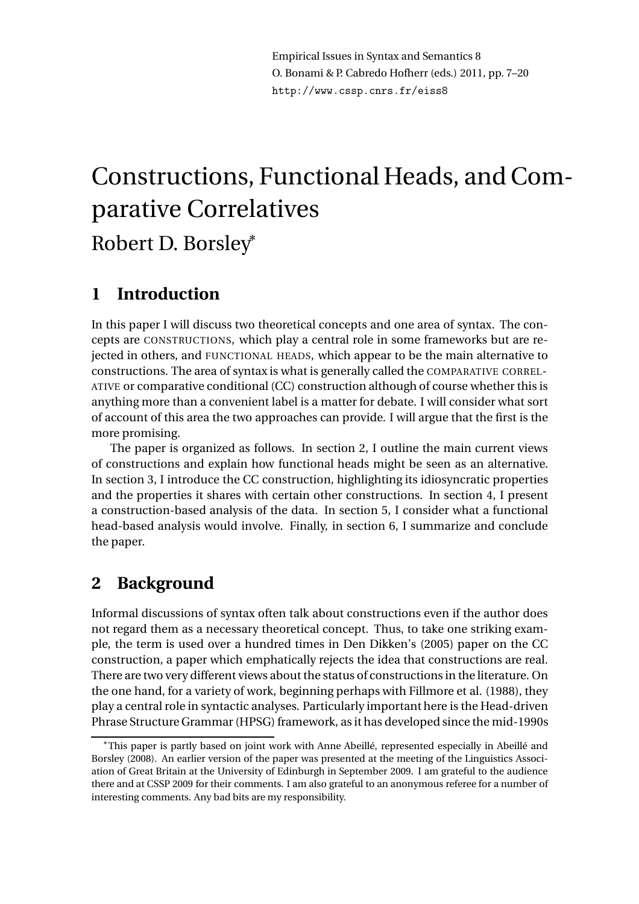# Constructions, Functional Heads, and Comparative Correlatives

Robert D. Borsley*

## 1 Introduction

In this paper I will discuss two theoretical concepts and one area of syntax. The concepts are CONSTRUCTIONS, which play a central role in some frameworks but are rejected in others, and FUNCTIONAL HEADS, which appear to be the main alternative to constructions. The area of syntax is what is generally called the COMPARATIVE CORRELATIVE or comparative conditional (CC) construction although of course whether this is anything more than a convenient label is a matter for debate. I will consider what sort of account of this area the two approaches can provide. I will argue that the first is the more promising.

The paper is organized as follows. In section 2, I outline the main current views of constructions and explain how functional heads might be seen as an alternative. In section 3, I introduce the CC construction, highlighting its idiosyncratic properties and the properties it shares with certain other constructions. In section 4, I present a construction-based analysis of the data. In section 5, I consider what a functional head-based analysis would involve. Finally, in section 6, I summarize and conclude the paper.

## 2 Background

Informal discussions of syntax often talk about constructions even if the author does not regard them as a necessary theoretical concept. Thus, to take one striking example, the term is used over a hundred times in Den Dikken's (2005) paper on the CC construction, a paper which emphatically rejects the idea that constructions are real. There are two very different views about the status of constructions in the literature. On the one hand, for a variety of work, beginning perhaps with Fillmore et al. (1988), they play a central role in syntactic analyses. Particularly important here is the Head-driven Phrase Structure Grammar (HPSG) framework, as it has developed since the mid-1990s

*This paper is partly based on joint work with Anne Abeillé, represented especially in Abeillé and Borsley (2008). An earlier version of the paper was presented at the meeting of the Linguistics Association of Great Britain at the University of Edinburgh in September 2009. I am grateful to the audience there and at CSSP 2009 for their comments. I am also grateful to an anonymous referee for a number of interesting comments. Any bad bits are my responsibility.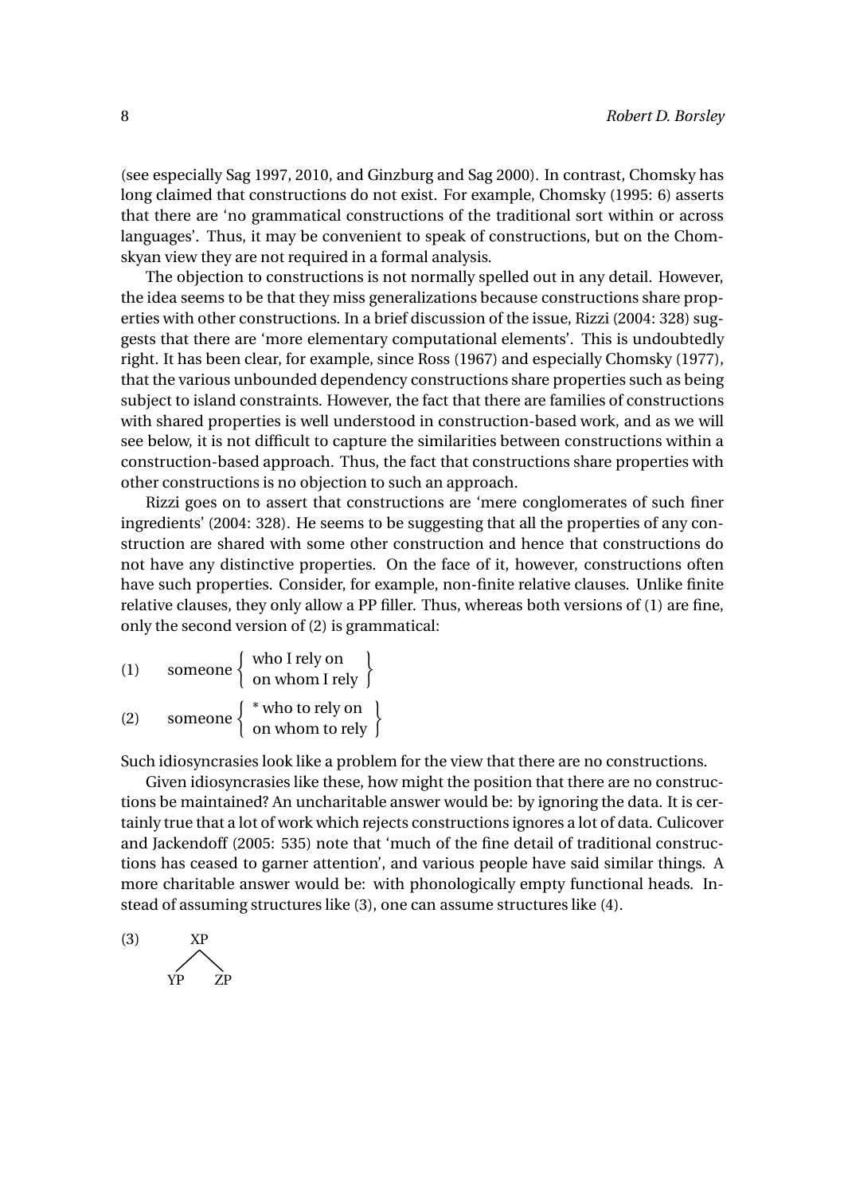(see especially Sag 1997, 2010, and Ginzburg and Sag 2000). In contrast, Chomsky has long claimed that constructions do not exist. For example, Chomsky (1995: 6) asserts that there are 'no grammatical constructions of the traditional sort within or across languages'. Thus, it may be convenient to speak of constructions, but on the Chomskyan view they are not required in a formal analysis.

The objection to constructions is not normally spelled out in any detail. However, the idea seems to be that they miss generalizations because constructions share properties with other constructions. In a brief discussion of the issue, Rizzi (2004: 328) suggests that there are 'more elementary computational elements'. This is undoubtedly right. It has been clear, for example, since Ross (1967) and especially Chomsky (1977), that the various unbounded dependency constructions share properties such as being subject to island constraints. However, the fact that there are families of constructions with shared properties is well understood in construction-based work, and as we will see below, it is not difficult to capture the similarities between constructions within a construction-based approach. Thus, the fact that constructions share properties with other constructions is no objection to such an approach.

Rizzi goes on to assert that constructions are 'mere conglomerates of such finer ingredients' (2004: 328). He seems to be suggesting that all the properties of any construction are shared with some other construction and hence that constructions do not have any distinctive properties. On the face of it, however, constructions often have such properties. Consider, for example, non-finite relative clauses. Unlike finite relative clauses, they only allow a PP filler. Thus, whereas both versions of (1) are fine, only the second version of (2) is grammatical:

(1) someone { who I rely on / on whom I rely }

(2) someone { * who to rely on / on whom to rely }

Such idiosyncrasies look like a problem for the view that there are no constructions.

Given idiosyncrasies like these, how might the position that there are no constructions be maintained? An uncharitable answer would be: by ignoring the data. It is certainly true that a lot of work which rejects constructions ignores a lot of data. Culicover and Jackendoff (2005: 535) note that 'much of the fine detail of traditional constructions has ceased to garner attention', and various people have said similar things. A more charitable answer would be: with phonologically empty functional heads. Instead of assuming structures like (3), one can assume structures like (4).

(3) [XP YP ZP]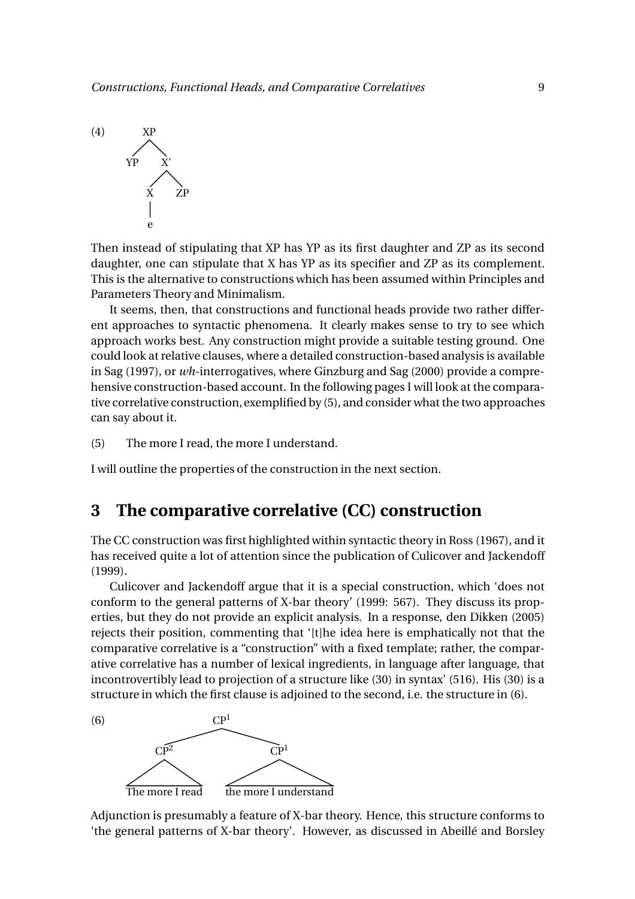(4)

```
        XP
       /  \
     YP    X'
          /  \
         X    ZP
         |
         e
```

Then instead of stipulating that XP has YP as its first daughter and ZP as its second daughter, one can stipulate that X has YP as its specifier and ZP as its complement. This is the alternative to constructions which has been assumed within Principles and Parameters Theory and Minimalism.

It seems, then, that constructions and functional heads provide two rather different approaches to syntactic phenomena. It clearly makes sense to try to see which approach works best. Any construction might provide a suitable testing ground. One could look at relative clauses, where a detailed construction-based analysis is available in Sag (1997), or *wh*-interrogatives, where Ginzburg and Sag (2000) provide a comprehensive construction-based account. In the following pages I will look at the comparative correlative construction, exemplified by (5), and consider what the two approaches can say about it.

(5) The more I read, the more I understand.

I will outline the properties of the construction in the next section.

## 3 The comparative correlative (CC) construction

The CC construction was first highlighted within syntactic theory in Ross (1967), and it has received quite a lot of attention since the publication of Culicover and Jackendoff (1999).

Culicover and Jackendoff argue that it is a special construction, which 'does not conform to the general patterns of X-bar theory' (1999: 567). They discuss its properties, but they do not provide an explicit analysis. In a response, den Dikken (2005) rejects their position, commenting that '[t]he idea here is emphatically not that the comparative correlative is a "construction" with a fixed template; rather, the comparative correlative has a number of lexical ingredients, in language after language, that incontrovertibly lead to projection of a structure like (30) in syntax' (516). His (30) is a structure in which the first clause is adjoined to the second, i.e. the structure in (6).

(6)

```
                 CP¹
              /       \
          CP²           CP¹
         /   \         /    \
   The more I read   the more I understand
```

Adjunction is presumably a feature of X-bar theory. Hence, this structure conforms to 'the general patterns of X-bar theory'. However, as discussed in Abeillé and Borsley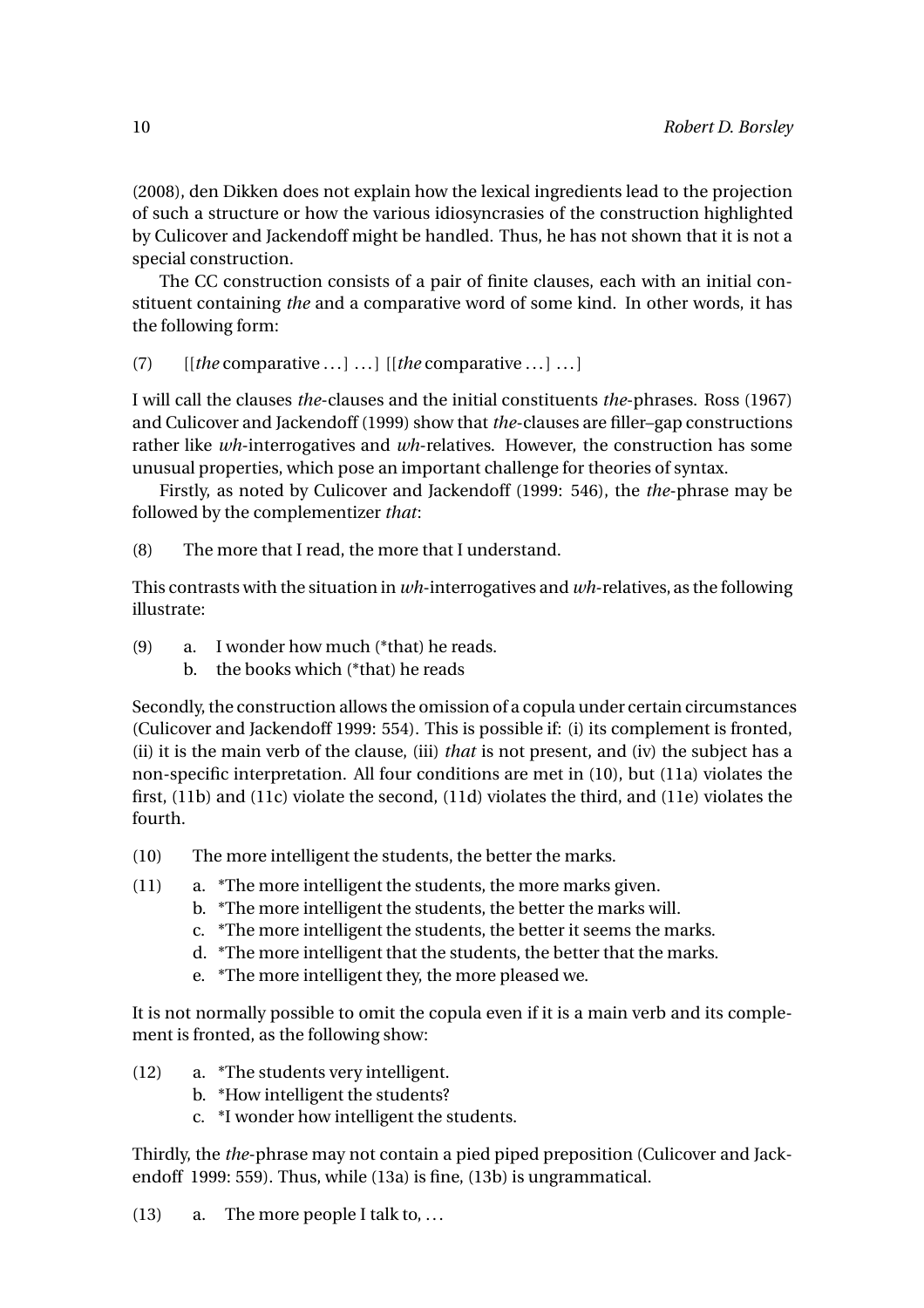(2008), den Dikken does not explain how the lexical ingredients lead to the projection of such a structure or how the various idiosyncrasies of the construction highlighted by Culicover and Jackendoff might be handled. Thus, he has not shown that it is not a special construction.

The CC construction consists of a pair of finite clauses, each with an initial constituent containing *the* and a comparative word of some kind. In other words, it has the following form:

(7) [[*the* comparative ...] ...] [[*the* comparative ...] ...]

I will call the clauses *the*-clauses and the initial constituents *the*-phrases. Ross (1967) and Culicover and Jackendoff (1999) show that *the*-clauses are filler–gap constructions rather like *wh*-interrogatives and *wh*-relatives. However, the construction has some unusual properties, which pose an important challenge for theories of syntax.

Firstly, as noted by Culicover and Jackendoff (1999: 546), the *the*-phrase may be followed by the complementizer *that*:

(8) The more that I read, the more that I understand.

This contrasts with the situation in *wh*-interrogatives and *wh*-relatives, as the following illustrate:

(9) a. I wonder how much (*that) he reads.
    b. the books which (*that) he reads

Secondly, the construction allows the omission of a copula under certain circumstances (Culicover and Jackendoff 1999: 554). This is possible if: (i) its complement is fronted, (ii) it is the main verb of the clause, (iii) *that* is not present, and (iv) the subject has a non-specific interpretation. All four conditions are met in (10), but (11a) violates the first, (11b) and (11c) violate the second, (11d) violates the third, and (11e) violates the fourth.

(10) The more intelligent the students, the better the marks.

(11) a. *The more intelligent the students, the more marks given.
     b. *The more intelligent the students, the better the marks will.
     c. *The more intelligent the students, the better it seems the marks.
     d. *The more intelligent that the students, the better that the marks.
     e. *The more intelligent they, the more pleased we.

It is not normally possible to omit the copula even if it is a main verb and its complement is fronted, as the following show:

(12) a. *The students very intelligent.
     b. *How intelligent the students?
     c. *I wonder how intelligent the students.

Thirdly, the *the*-phrase may not contain a pied piped preposition (Culicover and Jackendoff 1999: 559). Thus, while (13a) is fine, (13b) is ungrammatical.

(13) a. The more people I talk to, ...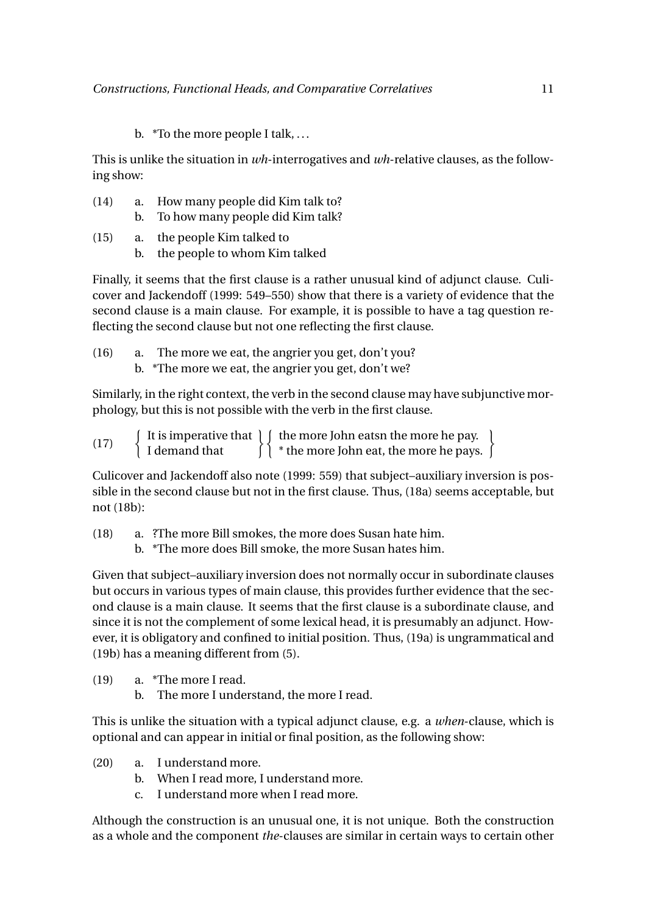b. *To the more people I talk, . . .

This is unlike the situation in *wh*-interrogatives and *wh*-relative clauses, as the following show:

(14) a. How many people did Kim talk to?
     b. To how many people did Kim talk?

(15) a. the people Kim talked to
     b. the people to whom Kim talked

Finally, it seems that the first clause is a rather unusual kind of adjunct clause. Culicover and Jackendoff (1999: 549–550) show that there is a variety of evidence that the second clause is a main clause. For example, it is possible to have a tag question reflecting the second clause but not one reflecting the first clause.

(16) a. The more we eat, the angrier you get, don't you?
     b. *The more we eat, the angrier you get, don't we?

Similarly, in the right context, the verb in the second clause may have subjunctive morphology, but this is not possible with the verb in the first clause.

(17) { It is imperative that / I demand that } { the more John eatsn the more he pay. / * the more John eat, the more he pays. }

Culicover and Jackendoff also note (1999: 559) that subject–auxiliary inversion is possible in the second clause but not in the first clause. Thus, (18a) seems acceptable, but not (18b):

(18) a. ?The more Bill smokes, the more does Susan hate him.
     b. *The more does Bill smoke, the more Susan hates him.

Given that subject–auxiliary inversion does not normally occur in subordinate clauses but occurs in various types of main clause, this provides further evidence that the second clause is a main clause. It seems that the first clause is a subordinate clause, and since it is not the complement of some lexical head, it is presumably an adjunct. However, it is obligatory and confined to initial position. Thus, (19a) is ungrammatical and (19b) has a meaning different from (5).

(19) a. *The more I read.
     b. The more I understand, the more I read.

This is unlike the situation with a typical adjunct clause, e.g. a *when*-clause, which is optional and can appear in initial or final position, as the following show:

(20) a. I understand more.
     b. When I read more, I understand more.
     c. I understand more when I read more.

Although the construction is an unusual one, it is not unique. Both the construction as a whole and the component *the*-clauses are similar in certain ways to certain other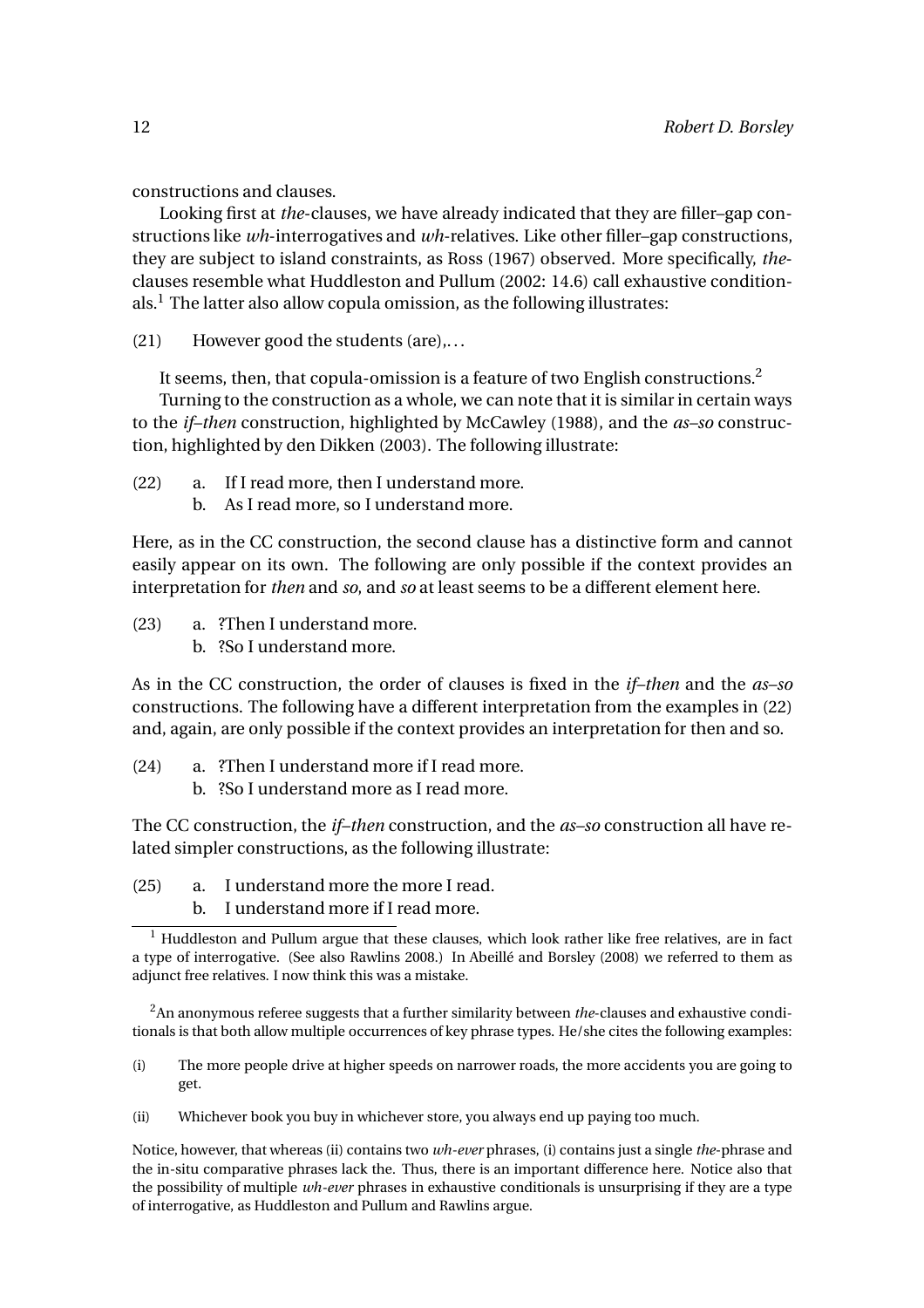constructions and clauses.

Looking first at *the*-clauses, we have already indicated that they are filler–gap constructions like *wh*-interrogatives and *wh*-relatives. Like other filler–gap constructions, they are subject to island constraints, as Ross (1967) observed. More specifically, *the*-clauses resemble what Huddleston and Pullum (2002: 14.6) call exhaustive conditionals.[1] The latter also allow copula omission, as the following illustrates:

(21) However good the students (are),...

It seems, then, that copula-omission is a feature of two English constructions.[2]

Turning to the construction as a whole, we can note that it is similar in certain ways to the *if–then* construction, highlighted by McCawley (1988), and the *as–so* construction, highlighted by den Dikken (2003). The following illustrate:

(22) a. If I read more, then I understand more.
 b. As I read more, so I understand more.

Here, as in the CC construction, the second clause has a distinctive form and cannot easily appear on its own. The following are only possible if the context provides an interpretation for *then* and *so*, and *so* at least seems to be a different element here.

(23) a. ?Then I understand more.
 b. ?So I understand more.

As in the CC construction, the order of clauses is fixed in the *if–then* and the *as–so* constructions. The following have a different interpretation from the examples in (22) and, again, are only possible if the context provides an interpretation for then and so.

(24) a. ?Then I understand more if I read more.
 b. ?So I understand more as I read more.

The CC construction, the *if–then* construction, and the *as–so* construction all have related simpler constructions, as the following illustrate:

(25) a. I understand more the more I read.
 b. I understand more if I read more.

---

[1] Huddleston and Pullum argue that these clauses, which look rather like free relatives, are in fact a type of interrogative. (See also Rawlins 2008.) In Abeillé and Borsley (2008) we referred to them as adjunct free relatives. I now think this was a mistake.

[2] An anonymous referee suggests that a further similarity between *the*-clauses and exhaustive conditionals is that both allow multiple occurrences of key phrase types. He/she cites the following examples:

(i) The more people drive at higher speeds on narrower roads, the more accidents you are going to get.

(ii) Whichever book you buy in whichever store, you always end up paying too much.

Notice, however, that whereas (ii) contains two *wh-ever* phrases, (i) contains just a single *the*-phrase and the in-situ comparative phrases lack the. Thus, there is an important difference here. Notice also that the possibility of multiple *wh-ever* phrases in exhaustive conditionals is unsurprising if they are a type of interrogative, as Huddleston and Pullum and Rawlins argue.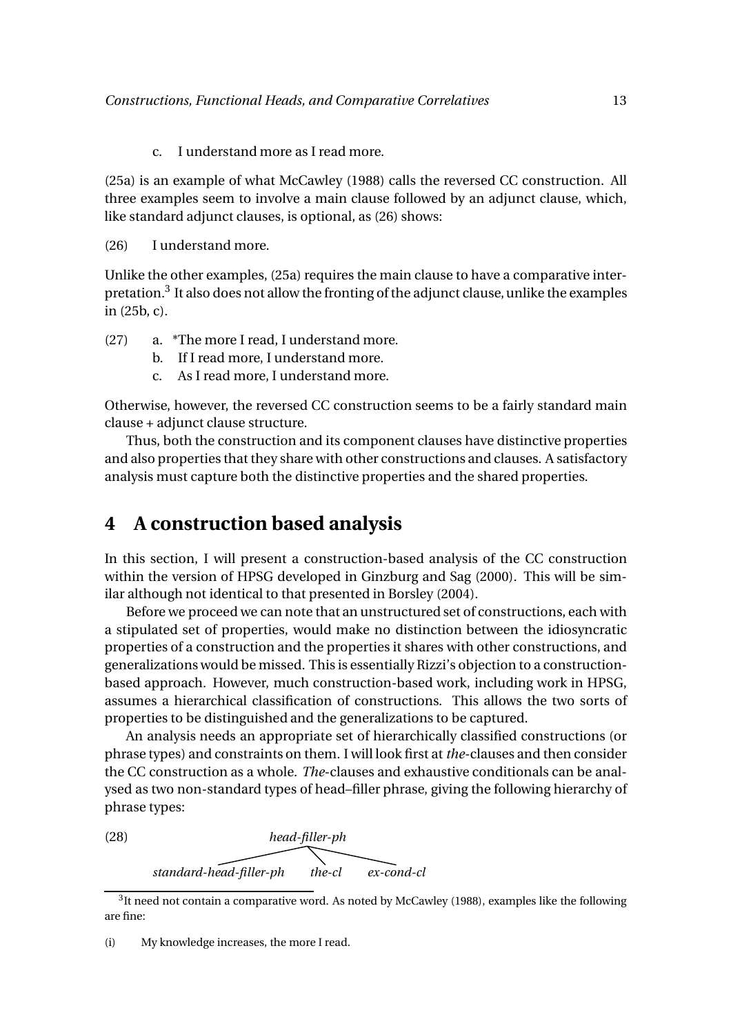c. I understand more as I read more.

(25a) is an example of what McCawley (1988) calls the reversed CC construction. All three examples seem to involve a main clause followed by an adjunct clause, which, like standard adjunct clauses, is optional, as (26) shows:

(26) I understand more.

Unlike the other examples, (25a) requires the main clause to have a comparative interpretation.[3] It also does not allow the fronting of the adjunct clause, unlike the examples in (25b, c).

(27) a. *The more I read, I understand more.
  b. If I read more, I understand more.
  c. As I read more, I understand more.

Otherwise, however, the reversed CC construction seems to be a fairly standard main clause + adjunct clause structure.

Thus, both the construction and its component clauses have distinctive properties and also properties that they share with other constructions and clauses. A satisfactory analysis must capture both the distinctive properties and the shared properties.

# 4 A construction based analysis

In this section, I will present a construction-based analysis of the CC construction within the version of HPSG developed in Ginzburg and Sag (2000). This will be similar although not identical to that presented in Borsley (2004).

Before we proceed we can note that an unstructured set of constructions, each with a stipulated set of properties, would make no distinction between the idiosyncratic properties of a construction and the properties it shares with other constructions, and generalizations would be missed. This is essentially Rizzi's objection to a construction-based approach. However, much construction-based work, including work in HPSG, assumes a hierarchical classification of constructions. This allows the two sorts of properties to be distinguished and the generalizations to be captured.

An analysis needs an appropriate set of hierarchically classified constructions (or phrase types) and constraints on them. I will look first at *the*-clauses and then consider the CC construction as a whole. *The*-clauses and exhaustive conditionals can be analysed as two non-standard types of head–filler phrase, giving the following hierarchy of phrase types:

(28)

```
                    head-filler-ph
          /               |              \
standard-head-filler-ph  the-cl      ex-cond-cl
```

[3] It need not contain a comparative word. As noted by McCawley (1988), examples like the following are fine:

(i) My knowledge increases, the more I read.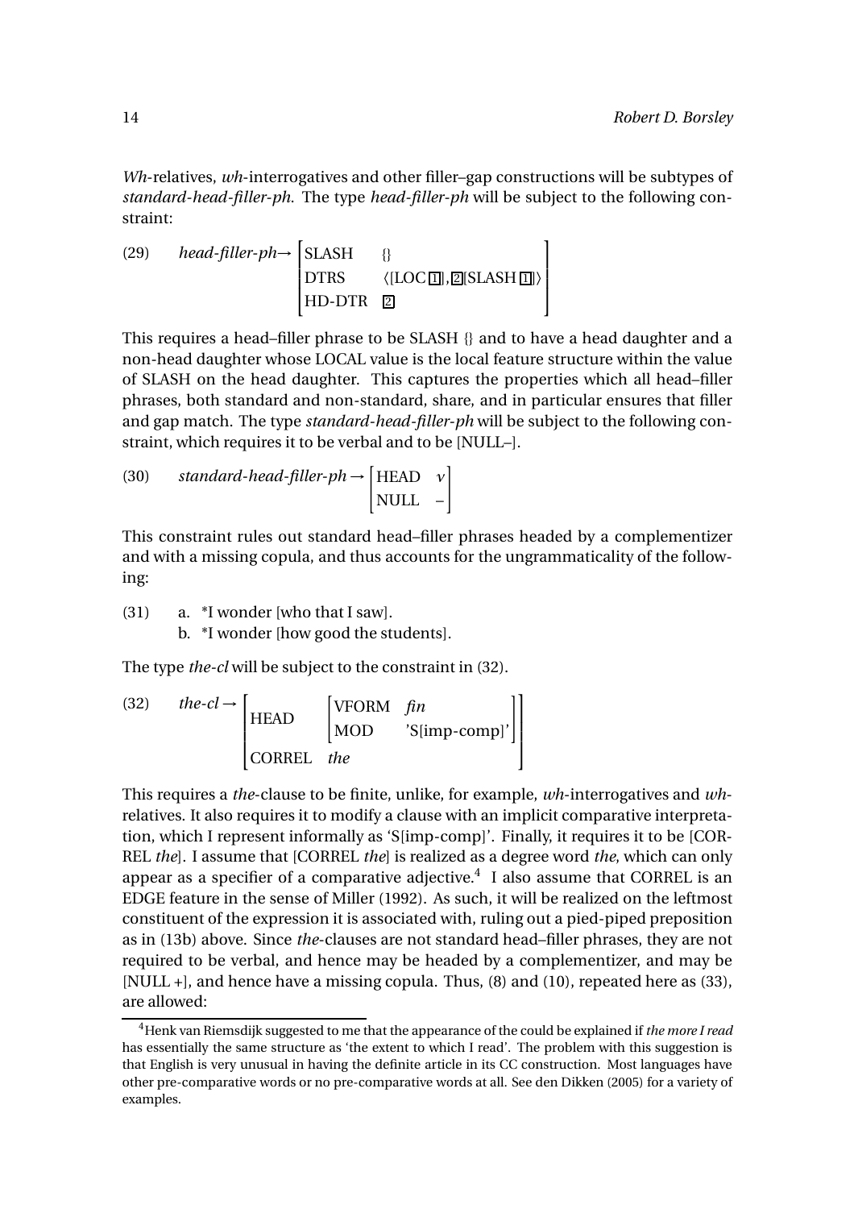*Wh*-relatives, *wh*-interrogatives and other filler–gap constructions will be subtypes of *standard-head-filler-ph*. The type *head-filler-ph* will be subject to the following constraint:

(29) $\textit{head-filler-ph} \rightarrow \begin{bmatrix} \text{SLASH} & \{\} \\ \text{DTRS} & \langle [\text{LOC } \boxed{1}], \boxed{2}[\text{SLASH } \boxed{1}] \rangle \\ \text{HD-DTR} & \boxed{2} \end{bmatrix}$

This requires a head–filler phrase to be SLASH {} and to have a head daughter and a non-head daughter whose LOCAL value is the local feature structure within the value of SLASH on the head daughter. This captures the properties which all head–filler phrases, both standard and non-standard, share, and in particular ensures that filler and gap match. The type *standard-head-filler-ph* will be subject to the following constraint, which requires it to be verbal and to be [NULL–].

(30) $\textit{standard-head-filler-ph} \rightarrow \begin{bmatrix} \text{HEAD} & v \\ \text{NULL} & - \end{bmatrix}$

This constraint rules out standard head–filler phrases headed by a complementizer and with a missing copula, and thus accounts for the ungrammaticality of the following:

(31) a. *I wonder [who that I saw].
b. *I wonder [how good the students].

The type *the-cl* will be subject to the constraint in (32).

(32) $\textit{the-cl} \rightarrow \begin{bmatrix} \text{HEAD} & \begin{bmatrix} \text{VFORM} & \textit{fin} \\ \text{MOD} & \text{'S[imp-comp]'} \end{bmatrix} \\ \text{CORREL} & \textit{the} \end{bmatrix}$

This requires a *the*-clause to be finite, unlike, for example, *wh*-interrogatives and *wh*-relatives. It also requires it to modify a clause with an implicit comparative interpretation, which I represent informally as 'S[imp-comp]'. Finally, it requires it to be [CORREL *the*]. I assume that [CORREL *the*] is realized as a degree word *the*, which can only appear as a specifier of a comparative adjective.[4] I also assume that CORREL is an EDGE feature in the sense of Miller (1992). As such, it will be realized on the leftmost constituent of the expression it is associated with, ruling out a pied-piped preposition as in (13b) above. Since *the*-clauses are not standard head–filler phrases, they are not required to be verbal, and hence may be headed by a complementizer, and may be [NULL +], and hence have a missing copula. Thus, (8) and (10), repeated here as (33), are allowed:

[4] Henk van Riemsdijk suggested to me that the appearance of the could be explained if *the more I read* has essentially the same structure as 'the extent to which I read'. The problem with this suggestion is that English is very unusual in having the definite article in its CC construction. Most languages have other pre-comparative words or no pre-comparative words at all. See den Dikken (2005) for a variety of examples.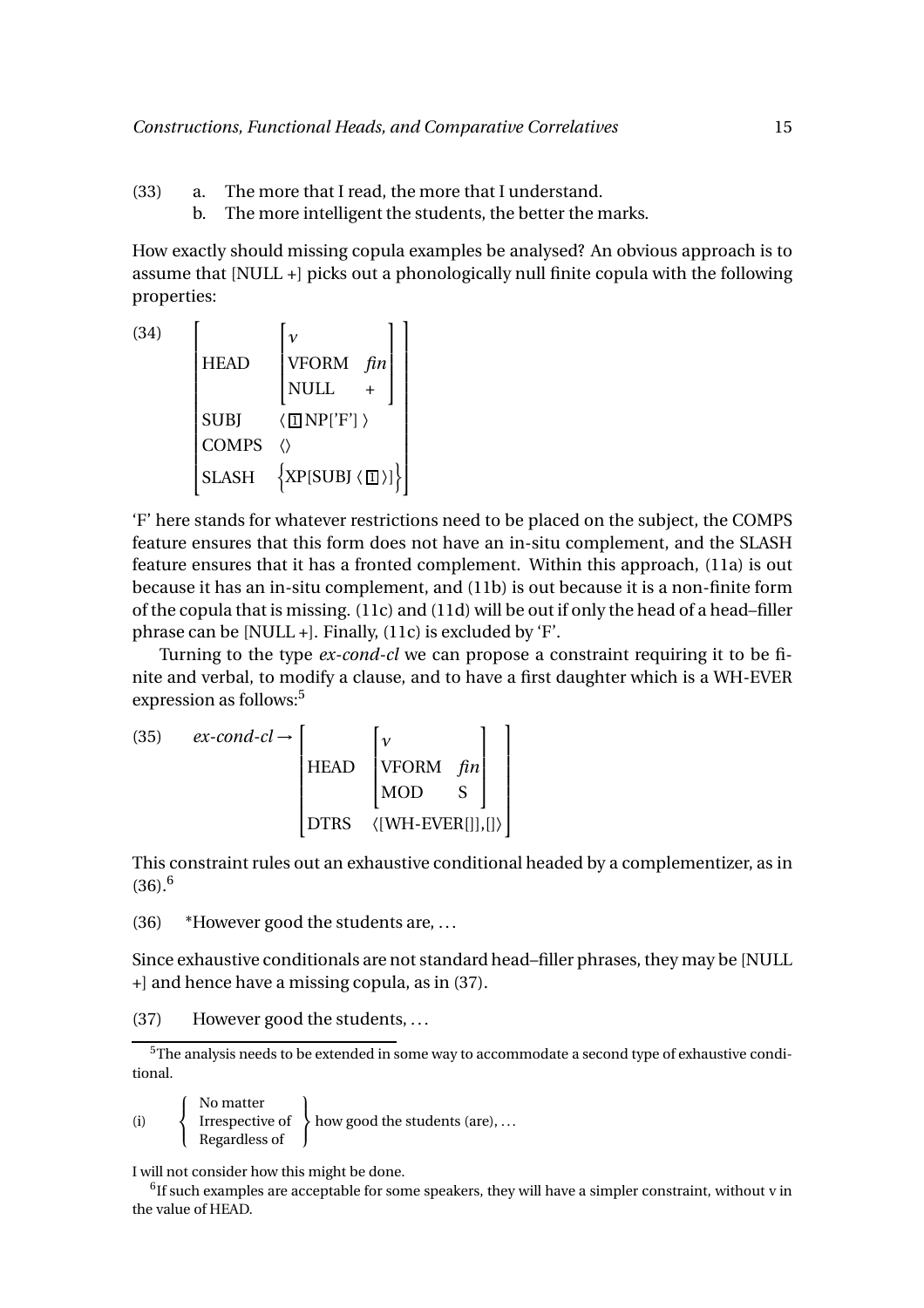(33) a. The more that I read, the more that I understand.
  b. The more intelligent the students, the better the marks.

How exactly should missing copula examples be analysed? An obvious approach is to assume that [NULL +] picks out a phonologically null finite copula with the following properties:

$$
(34)\quad \begin{bmatrix} \text{HEAD} & \begin{bmatrix} \textit{v} & \\ \text{VFORM} & \textit{fin} \\ \text{NULL} & + \end{bmatrix} \\ \text{SUBJ} & \langle \boxed{1}\,\text{NP['F']} \rangle \\ \text{COMPS} & \langle\rangle \\ \text{SLASH} & \left\{ \text{XP[SUBJ} \,\langle \boxed{1} \rangle] \right\} \end{bmatrix}
$$

'F' here stands for whatever restrictions need to be placed on the subject, the COMPS feature ensures that this form does not have an in-situ complement, and the SLASH feature ensures that it has a fronted complement. Within this approach, (11a) is out because it has an in-situ complement, and (11b) is out because it is a non-finite form of the copula that is missing. (11c) and (11d) will be out if only the head of a head–filler phrase can be [NULL +]. Finally, (11c) is excluded by 'F'.

Turning to the type *ex-cond-cl* we can propose a constraint requiring it to be finite and verbal, to modify a clause, and to have a first daughter which is a WH-EVER expression as follows:[5]

$$
(35)\quad \textit{ex-cond-cl} \rightarrow \begin{bmatrix} \text{HEAD} & \begin{bmatrix} \textit{v} & \\ \text{VFORM} & \textit{fin} \\ \text{MOD} & \text{S} \end{bmatrix} \\ \text{DTRS} & \langle \text{[WH-EVER[]]}, [] \rangle \end{bmatrix}
$$

This constraint rules out an exhaustive conditional headed by a complementizer, as in (36).[6]

(36) *However good the students are, ...

Since exhaustive conditionals are not standard head–filler phrases, they may be [NULL +] and hence have a missing copula, as in (37).

(37) However good the students, ...

---

[5] The analysis needs to be extended in some way to accommodate a second type of exhaustive conditional.

(i) { No matter / Irrespective of / Regardless of } how good the students (are), ...

I will not consider how this might be done.

[6] If such examples are acceptable for some speakers, they will have a simpler constraint, without v in the value of HEAD.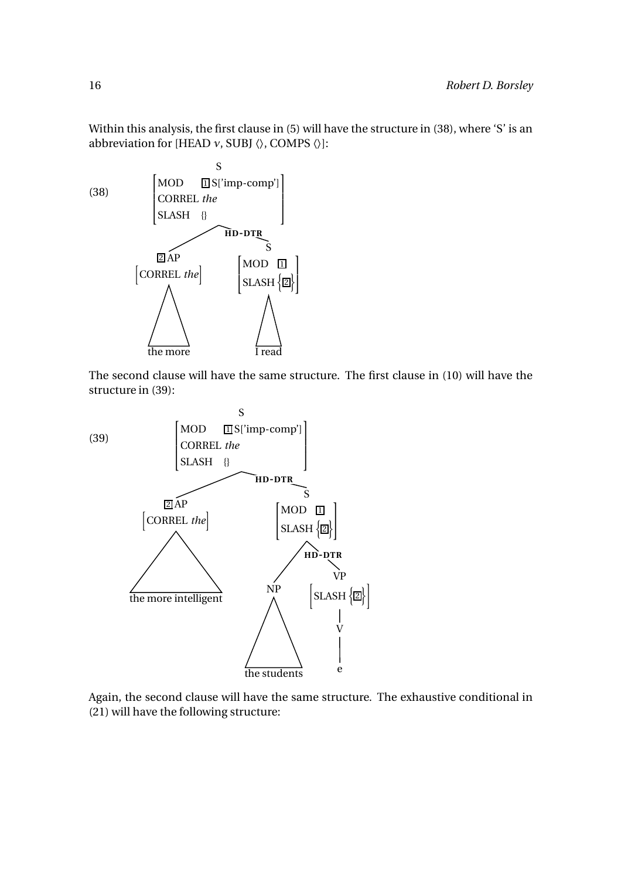Within this analysis, the first clause in (5) will have the structure in (38), where 'S' is an abbreviation for [HEAD *v*, SUBJ ⟨⟩, COMPS ⟨⟩]:

(38)

```
                    S
        [MOD     [1]S['imp-comp']]
        [CORREL the             ]
        [SLASH  {}              ]
               /          \ HD-DTR
         [2]AP              S
      [CORREL the]     [MOD   [1]  ]
                       [SLASH {[2]}]
          /\                /\
      the more            I read
```

The second clause will have the same structure. The first clause in (10) will have the structure in (39):

(39)

```
                         S
            [MOD     [1]S['imp-comp']]
            [CORREL the             ]
            [SLASH  {}              ]
                 /            \ HD-DTR
           [2]AP                S
        [CORREL the]       [MOD   [1]  ]
                           [SLASH {[2]}]
             /\              /      \ HD-DTR
    the more intelligent   NP         VP
                           /\    [SLASH {[2]}]
                   the students       |
                                      V
                                      |
                                      e
```

Again, the second clause will have the same structure. The exhaustive conditional in (21) will have the following structure: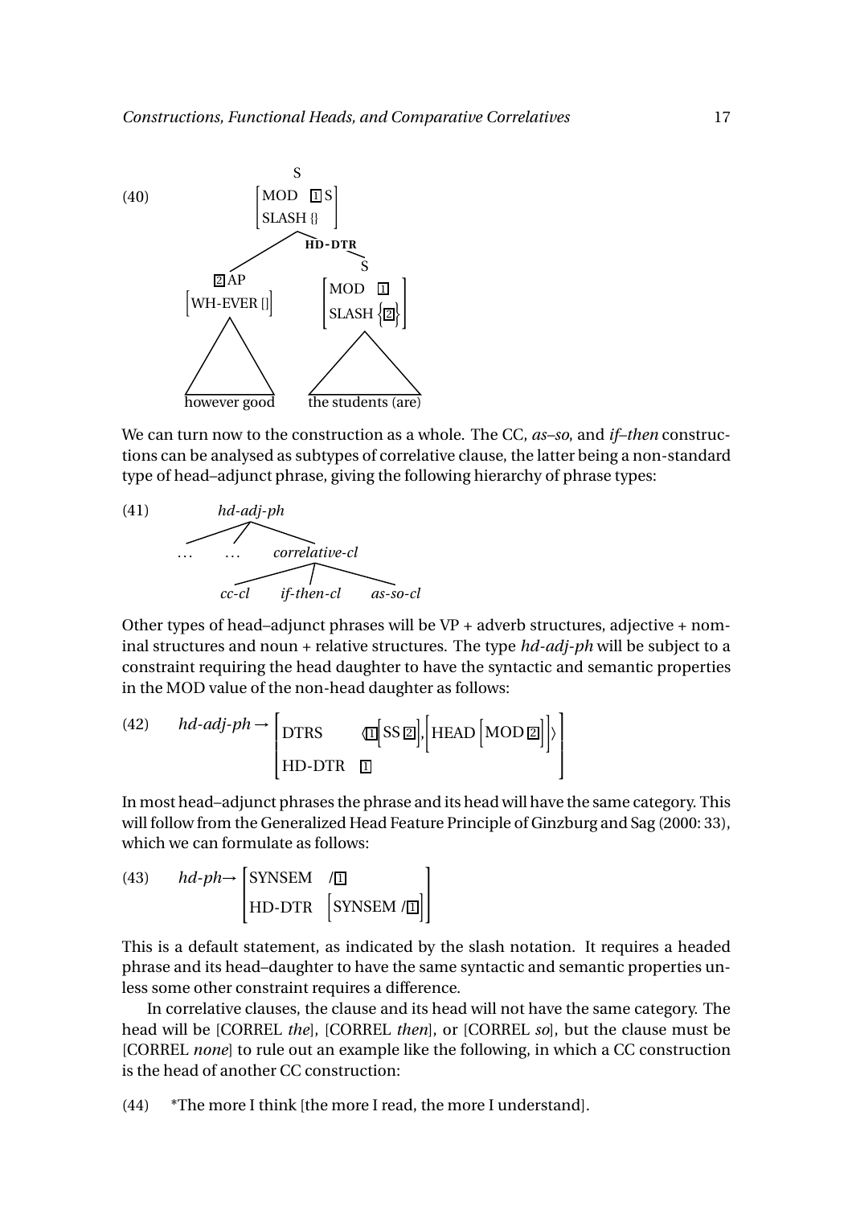(40)

```
                    S
            [MOD   [1] S]
            [SLASH {}    ]
           /              \ HD-DTR
     [2] AP                 S
  [WH-EVER []]        [MOD   [1]  ]
                      [SLASH {[2]}]
       /\                  /\
  however good      the students (are)
```

We can turn now to the construction as a whole. The CC, *as–so*, and *if–then* constructions can be analysed as subtypes of correlative clause, the latter being a non-standard type of head–adjunct phrase, giving the following hierarchy of phrase types:

(41)

```
              hd-adj-ph
         /       |        \
       ...      ...     correlative-cl
                       /       |        \
                   cc-cl   if-then-cl   as-so-cl
```

Other types of head–adjunct phrases will be VP + adverb structures, adjective + nominal structures and noun + relative structures. The type *hd-adj-ph* will be subject to a constraint requiring the head daughter to have the syntactic and semantic properties in the MOD value of the non-head daughter as follows:

(42) $\textit{hd-adj-ph} \rightarrow \begin{bmatrix} \text{DTRS} & \langle \boxed{1}\begin{bmatrix}\text{SS}\ \boxed{2}\end{bmatrix}, \begin{bmatrix}\text{HEAD}\ \begin{bmatrix}\text{MOD}\ \boxed{2}\end{bmatrix}\end{bmatrix} \rangle \\ \text{HD-DTR} & \boxed{1} \end{bmatrix}$

In most head–adjunct phrases the phrase and its head will have the same category. This will follow from the Generalized Head Feature Principle of Ginzburg and Sag (2000: 33), which we can formulate as follows:

(43) $\textit{hd-ph} \rightarrow \begin{bmatrix} \text{SYNSEM} & /\boxed{1} \\ \text{HD-DTR} & \begin{bmatrix}\text{SYNSEM}\ /\boxed{1}\end{bmatrix} \end{bmatrix}$

This is a default statement, as indicated by the slash notation. It requires a headed phrase and its head–daughter to have the same syntactic and semantic properties unless some other constraint requires a difference.

In correlative clauses, the clause and its head will not have the same category. The head will be [CORREL *the*], [CORREL *then*], or [CORREL *so*], but the clause must be [CORREL *none*] to rule out an example like the following, in which a CC construction is the head of another CC construction:

(44) *The more I think [the more I read, the more I understand].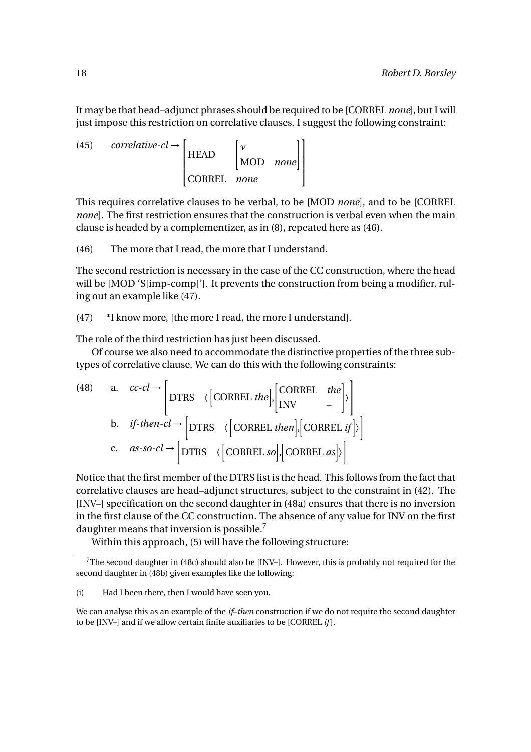It may be that head–adjunct phrases should be required to be [CORREL *none*], but I will just impose this restriction on correlative clauses. I suggest the following constraint:

(45) $$\textit{correlative-cl} \rightarrow \begin{bmatrix} \text{HEAD} & \begin{bmatrix} v \\ \text{MOD} & \textit{none} \end{bmatrix} \\ \text{CORREL} & \textit{none} \end{bmatrix}$$

This requires correlative clauses to be verbal, to be [MOD *none*], and to be [CORREL *none*]. The first restriction ensures that the construction is verbal even when the main clause is headed by a complementizer, as in (8), repeated here as (46).

(46) The more that I read, the more that I understand.

The second restriction is necessary in the case of the CC construction, where the head will be [MOD 'S[imp-comp]']. It prevents the construction from being a modifier, ruling out an example like (47).

(47) *I know more, [the more I read, the more I understand].

The role of the third restriction has just been discussed.

Of course we also need to accommodate the distinctive properties of the three subtypes of correlative clause. We can do this with the following constraints:

(48) a. $$\textit{cc-cl} \rightarrow \begin{bmatrix} \text{DTRS} & \langle \begin{bmatrix} \text{CORREL } \textit{the} \end{bmatrix}, \begin{bmatrix} \text{CORREL} & \textit{the} \\ \text{INV} & - \end{bmatrix} \rangle \end{bmatrix}$$

b. $$\textit{if-then-cl} \rightarrow \begin{bmatrix} \text{DTRS} & \langle \begin{bmatrix} \text{CORREL } \textit{then} \end{bmatrix}, \begin{bmatrix} \text{CORREL } \textit{if} \end{bmatrix} \rangle \end{bmatrix}$$

c. $$\textit{as-so-cl} \rightarrow \begin{bmatrix} \text{DTRS} & \langle \begin{bmatrix} \text{CORREL } \textit{so} \end{bmatrix}, \begin{bmatrix} \text{CORREL } \textit{as} \end{bmatrix} \rangle \end{bmatrix}$$

Notice that the first member of the DTRS list is the head. This follows from the fact that correlative clauses are head–adjunct structures, subject to the constraint in (42). The [INV–] specification on the second daughter in (48a) ensures that there is no inversion in the first clause of the CC construction. The absence of any value for INV on the first daughter means that inversion is possible.[7]

Within this approach, (5) will have the following structure:

---

[7] The second daughter in (48c) should also be [INV–]. However, this is probably not required for the second daughter in (48b) given examples like the following:

(i) Had I been there, then I would have seen you.

We can analyse this as an example of the *if–then* construction if we do not require the second daughter to be [INV–] and if we allow certain finite auxiliaries to be [CORREL *if*].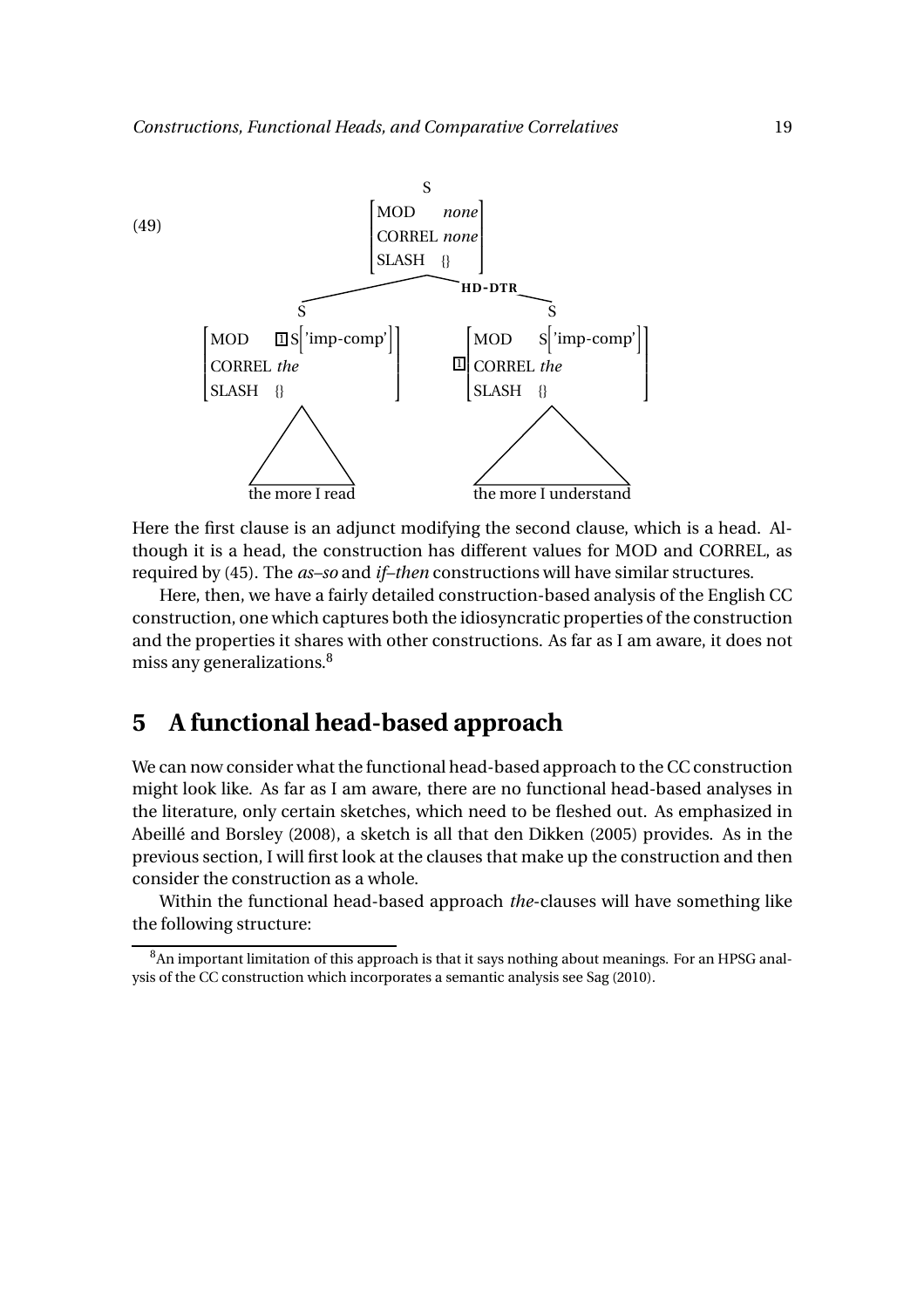(49)

```
                                S
                     [MOD     none ]
                     [CORREL  none ]
                     [SLASH   {}   ]
                    /              \ HD-DTR
                   S                S
 [MOD    [1] S['imp-comp']]    [1] [MOD    S['imp-comp']]
 [CORREL the              ]        [CORREL the          ]
 [SLASH  {}               ]        [SLASH  {}           ]
          /\                                /\
   the more I read                the more I understand
```

Here the first clause is an adjunct modifying the second clause, which is a head. Although it is a head, the construction has different values for MOD and CORREL, as required by (45). The *as–so* and *if–then* constructions will have similar structures.

Here, then, we have a fairly detailed construction-based analysis of the English CC construction, one which captures both the idiosyncratic properties of the construction and the properties it shares with other constructions. As far as I am aware, it does not miss any generalizations.[8]

## 5 A functional head-based approach

We can now consider what the functional head-based approach to the CC construction might look like. As far as I am aware, there are no functional head-based analyses in the literature, only certain sketches, which need to be fleshed out. As emphasized in Abeillé and Borsley (2008), a sketch is all that den Dikken (2005) provides. As in the previous section, I will first look at the clauses that make up the construction and then consider the construction as a whole.

Within the functional head-based approach *the*-clauses will have something like the following structure:

[8] An important limitation of this approach is that it says nothing about meanings. For an HPSG analysis of the CC construction which incorporates a semantic analysis see Sag (2010).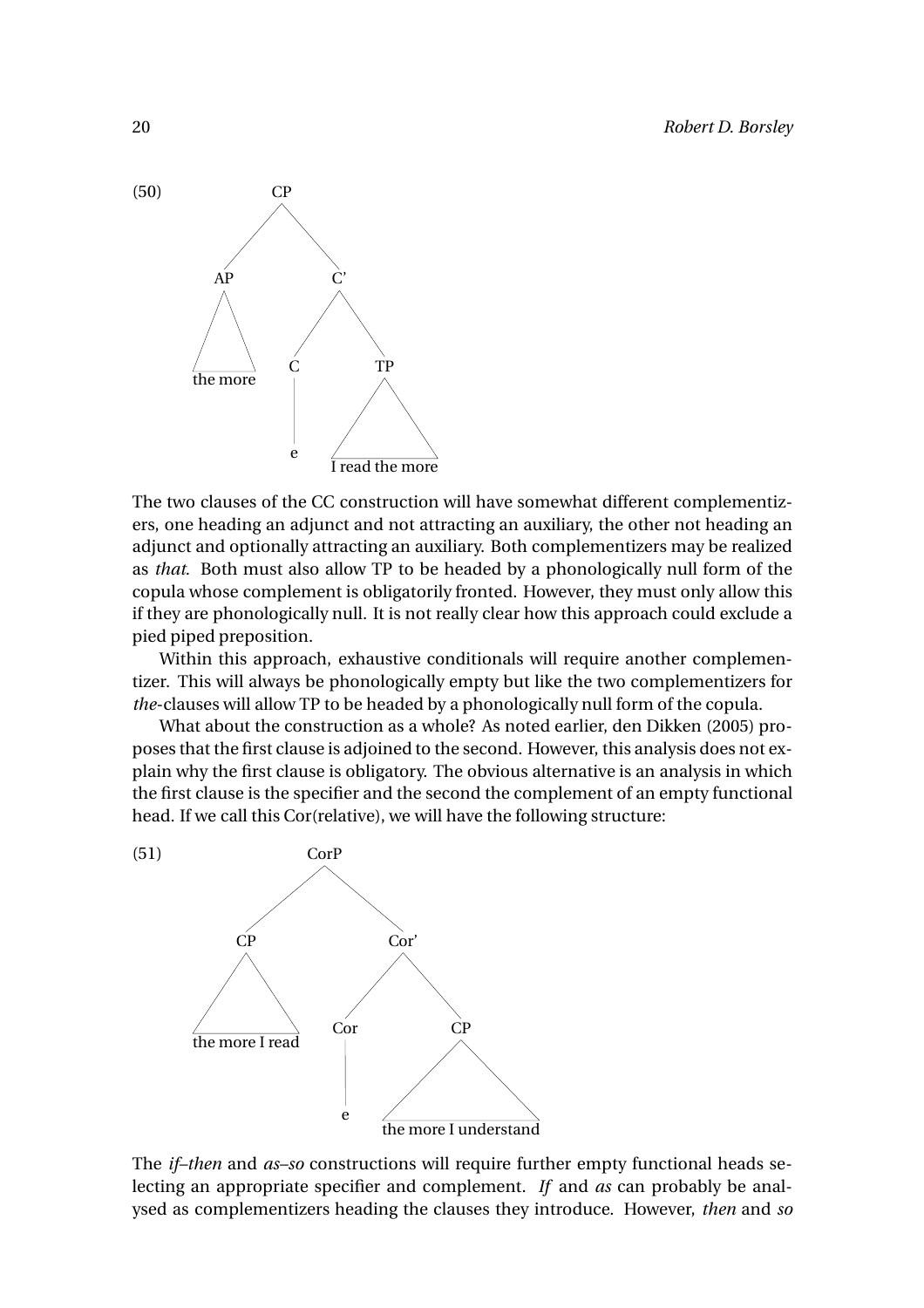(50) [CP [AP the more] [C' [C e] [TP I read the more]]]

The two clauses of the CC construction will have somewhat different complementizers, one heading an adjunct and not attracting an auxiliary, the other not heading an adjunct and optionally attracting an auxiliary. Both complementizers may be realized as *that*. Both must also allow TP to be headed by a phonologically null form of the copula whose complement is obligatorily fronted. However, they must only allow this if they are phonologically null. It is not really clear how this approach could exclude a pied piped preposition.

Within this approach, exhaustive conditionals will require another complementizer. This will always be phonologically empty but like the two complementizers for *the*-clauses will allow TP to be headed by a phonologically null form of the copula.

What about the construction as a whole? As noted earlier, den Dikken (2005) proposes that the first clause is adjoined to the second. However, this analysis does not explain why the first clause is obligatory. The obvious alternative is an analysis in which the first clause is the specifier and the second the complement of an empty functional head. If we call this Cor(relative), we will have the following structure:

(51) [CorP [CP the more I read] [Cor' [Cor e] [CP the more I understand]]]

The *if–then* and *as–so* constructions will require further empty functional heads selecting an appropriate specifier and complement. *If* and *as* can probably be analysed as complementizers heading the clauses they introduce. However, *then* and *so*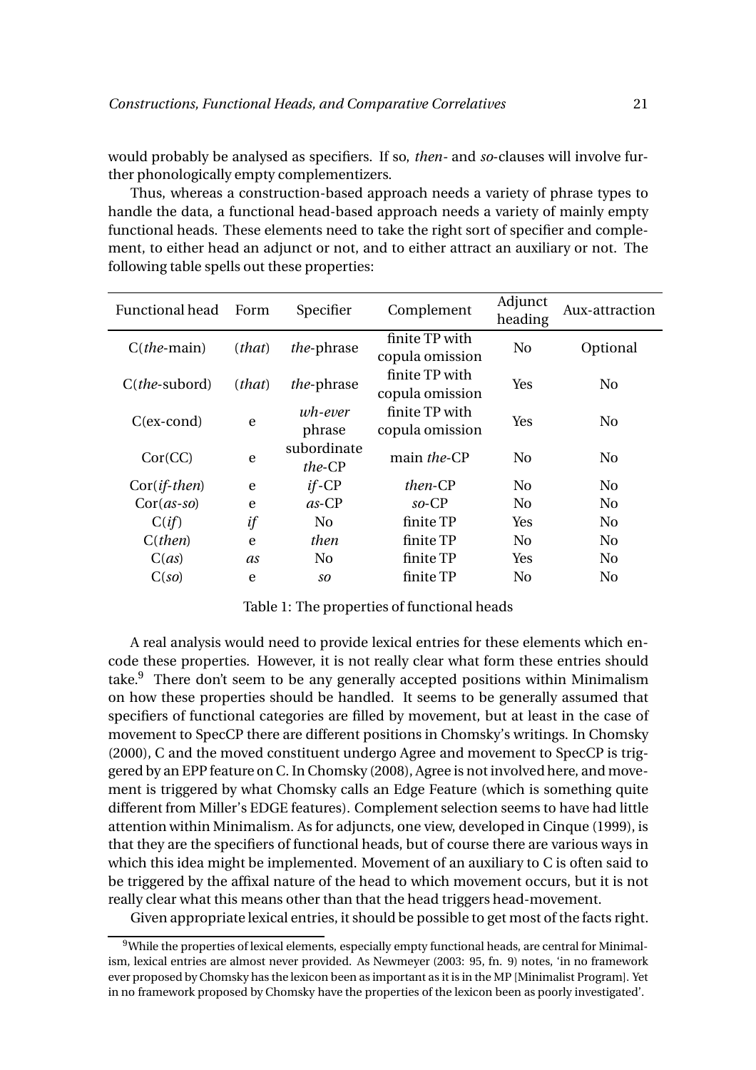would probably be analysed as specifiers. If so, *then*- and *so*-clauses will involve further phonologically empty complementizers.

Thus, whereas a construction-based approach needs a variety of phrase types to handle the data, a functional head-based approach needs a variety of mainly empty functional heads. These elements need to take the right sort of specifier and complement, to either head an adjunct or not, and to either attract an auxiliary or not. The following table spells out these properties:

| Functional head | Form | Specifier | Complement | Adjunct heading | Aux-attraction |
|---|---|---|---|---|---|
| C(*the*-main) | (*that*) | *the*-phrase | finite TP with copula omission | No | Optional |
| C(*the*-subord) | (*that*) | *the*-phrase | finite TP with copula omission | Yes | No |
| C(ex-cond) | e | *wh-ever* phrase | finite TP with copula omission | Yes | No |
| Cor(CC) | e | subordinate *the*-CP | main *the*-CP | No | No |
| Cor(*if-then*) | e | *if*-CP | *then*-CP | No | No |
| Cor(*as-so*) | e | *as*-CP | *so*-CP | No | No |
| C(*if*) | *if* | No | finite TP | Yes | No |
| C(*then*) | e | *then* | finite TP | No | No |
| C(*as*) | *as* | No | finite TP | Yes | No |
| C(*so*) | e | *so* | finite TP | No | No |

Table 1: The properties of functional heads

A real analysis would need to provide lexical entries for these elements which encode these properties. However, it is not really clear what form these entries should take.[9] There don't seem to be any generally accepted positions within Minimalism on how these properties should be handled. It seems to be generally assumed that specifiers of functional categories are filled by movement, but at least in the case of movement to SpecCP there are different positions in Chomsky's writings. In Chomsky (2000), C and the moved constituent undergo Agree and movement to SpecCP is triggered by an EPP feature on C. In Chomsky (2008), Agree is not involved here, and movement is triggered by what Chomsky calls an Edge Feature (which is something quite different from Miller's EDGE features). Complement selection seems to have had little attention within Minimalism. As for adjuncts, one view, developed in Cinque (1999), is that they are the specifiers of functional heads, but of course there are various ways in which this idea might be implemented. Movement of an auxiliary to C is often said to be triggered by the affixal nature of the head to which movement occurs, but it is not really clear what this means other than that the head triggers head-movement.

Given appropriate lexical entries, it should be possible to get most of the facts right.

[9] While the properties of lexical elements, especially empty functional heads, are central for Minimalism, lexical entries are almost never provided. As Newmeyer (2003: 95, fn. 9) notes, 'in no framework ever proposed by Chomsky has the lexicon been as important as it is in the MP [Minimalist Program]. Yet in no framework proposed by Chomsky have the properties of the lexicon been as poorly investigated'.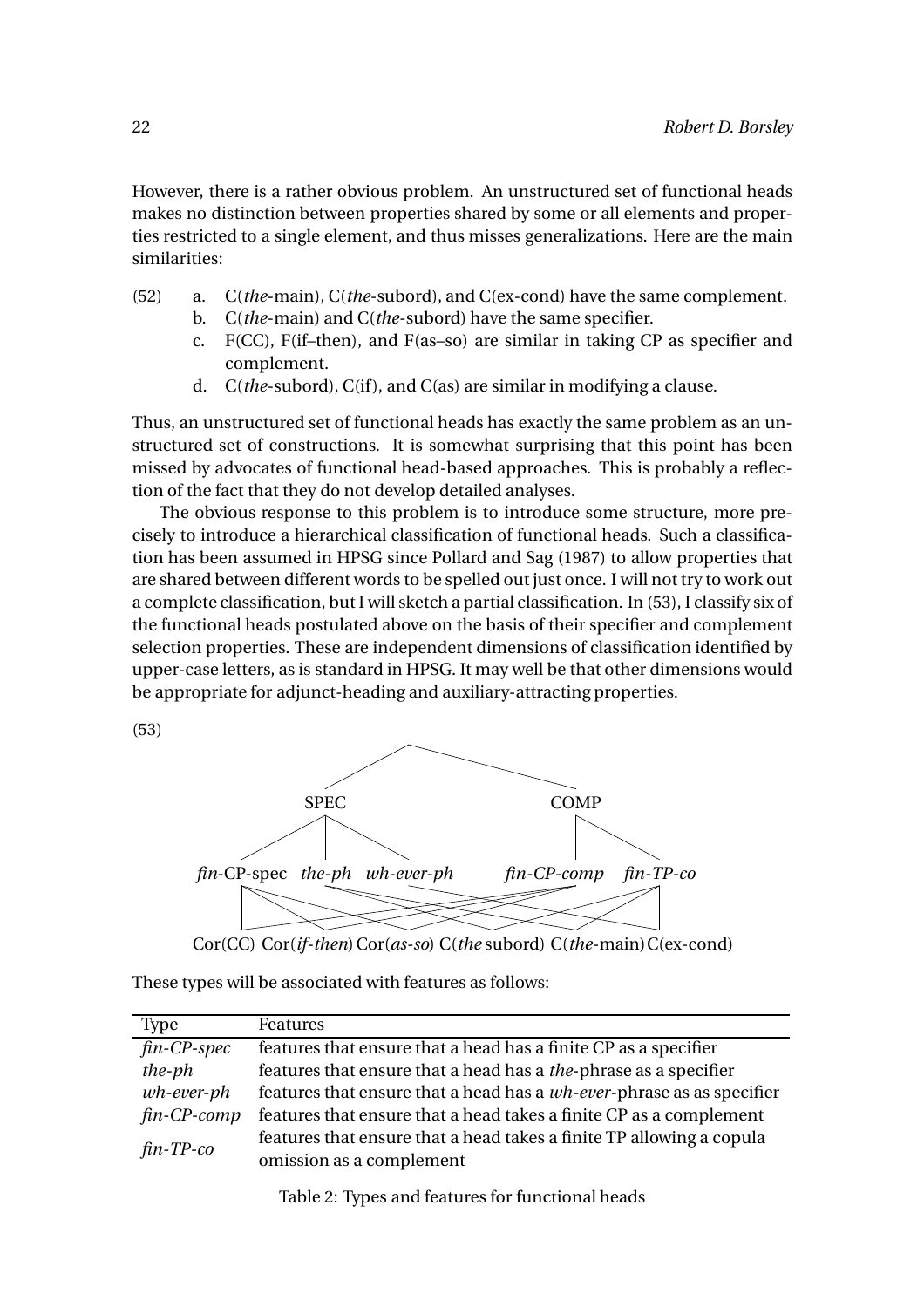However, there is a rather obvious problem. An unstructured set of functional heads makes no distinction between properties shared by some or all elements and properties restricted to a single element, and thus misses generalizations. Here are the main similarities:

(52)
a. C(*the*-main), C(*the*-subord), and C(ex-cond) have the same complement.
b. C(*the*-main) and C(*the*-subord) have the same specifier.
c. F(CC), F(if–then), and F(as–so) are similar in taking CP as specifier and complement.
d. C(*the*-subord), C(if), and C(as) are similar in modifying a clause.

Thus, an unstructured set of functional heads has exactly the same problem as an unstructured set of constructions. It is somewhat surprising that this point has been missed by advocates of functional head-based approaches. This is probably a reflection of the fact that they do not develop detailed analyses.

The obvious response to this problem is to introduce some structure, more precisely to introduce a hierarchical classification of functional heads. Such a classification has been assumed in HPSG since Pollard and Sag (1987) to allow properties that are shared between different words to be spelled out just once. I will not try to work out a complete classification, but I will sketch a partial classification. In (53), I classify six of the functional heads postulated above on the basis of their specifier and complement selection properties. These are independent dimensions of classification identified by upper-case letters, as is standard in HPSG. It may well be that other dimensions would be appropriate for adjunct-heading and auxiliary-attracting properties.

(53)

```
                    ____________________
                   /                    \
               SPEC                      COMP
            /    |     \                /     \
  fin-CP-spec  the-ph  wh-ever-ph  fin-CP-comp  fin-TP-co

Cor(CC)  Cor(if-then)  Cor(as-so)  C(the subord)  C(the-main)  C(ex-cond)
```

These types will be associated with features as follows:

| Type | Features |
|---|---|
| *fin-CP-spec* | features that ensure that a head has a finite CP as a specifier |
| *the-ph* | features that ensure that a head has a *the*-phrase as a specifier |
| *wh-ever-ph* | features that ensure that a head has a *wh-ever*-phrase as as specifier |
| *fin-CP-comp* | features that ensure that a head takes a finite CP as a complement |
| *fin-TP-co* | features that ensure that a head takes a finite TP allowing a copula omission as a complement |

Table 2: Types and features for functional heads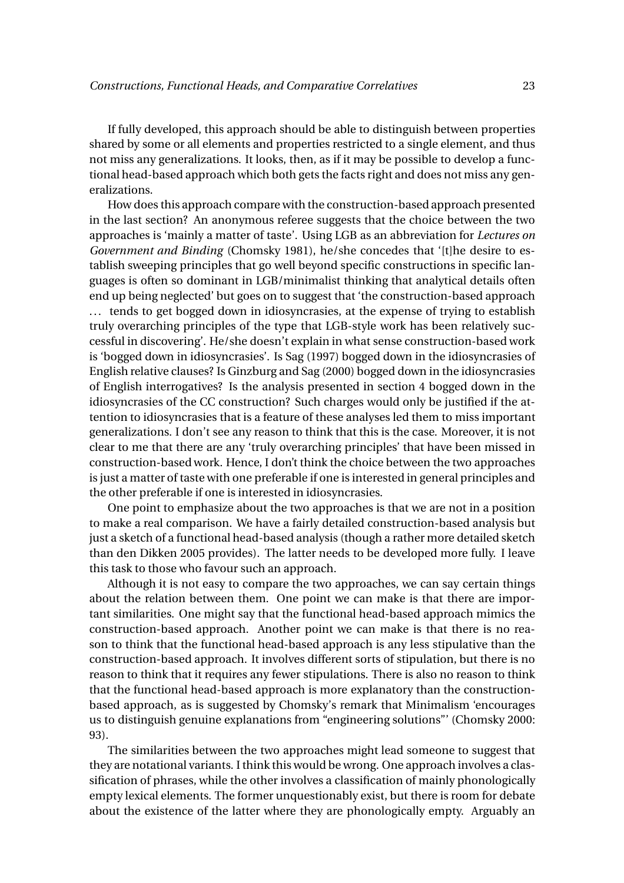If fully developed, this approach should be able to distinguish between properties shared by some or all elements and properties restricted to a single element, and thus not miss any generalizations. It looks, then, as if it may be possible to develop a functional head-based approach which both gets the facts right and does not miss any generalizations.

How does this approach compare with the construction-based approach presented in the last section? An anonymous referee suggests that the choice between the two approaches is 'mainly a matter of taste'. Using LGB as an abbreviation for *Lectures on Government and Binding* (Chomsky 1981), he/she concedes that '[t]he desire to establish sweeping principles that go well beyond specific constructions in specific languages is often so dominant in LGB/minimalist thinking that analytical details often end up being neglected' but goes on to suggest that 'the construction-based approach … tends to get bogged down in idiosyncrasies, at the expense of trying to establish truly overarching principles of the type that LGB-style work has been relatively successful in discovering'. He/she doesn't explain in what sense construction-based work is 'bogged down in idiosyncrasies'. Is Sag (1997) bogged down in the idiosyncrasies of English relative clauses? Is Ginzburg and Sag (2000) bogged down in the idiosyncrasies of English interrogatives? Is the analysis presented in section 4 bogged down in the idiosyncrasies of the CC construction? Such charges would only be justified if the attention to idiosyncrasies that is a feature of these analyses led them to miss important generalizations. I don't see any reason to think that this is the case. Moreover, it is not clear to me that there are any 'truly overarching principles' that have been missed in construction-based work. Hence, I don't think the choice between the two approaches is just a matter of taste with one preferable if one is interested in general principles and the other preferable if one is interested in idiosyncrasies.

One point to emphasize about the two approaches is that we are not in a position to make a real comparison. We have a fairly detailed construction-based analysis but just a sketch of a functional head-based analysis (though a rather more detailed sketch than den Dikken 2005 provides). The latter needs to be developed more fully. I leave this task to those who favour such an approach.

Although it is not easy to compare the two approaches, we can say certain things about the relation between them. One point we can make is that there are important similarities. One might say that the functional head-based approach mimics the construction-based approach. Another point we can make is that there is no reason to think that the functional head-based approach is any less stipulative than the construction-based approach. It involves different sorts of stipulation, but there is no reason to think that it requires any fewer stipulations. There is also no reason to think that the functional head-based approach is more explanatory than the construction-based approach, as is suggested by Chomsky's remark that Minimalism 'encourages us to distinguish genuine explanations from "engineering solutions"' (Chomsky 2000: 93).

The similarities between the two approaches might lead someone to suggest that they are notational variants. I think this would be wrong. One approach involves a classification of phrases, while the other involves a classification of mainly phonologically empty lexical elements. The former unquestionably exist, but there is room for debate about the existence of the latter where they are phonologically empty. Arguably an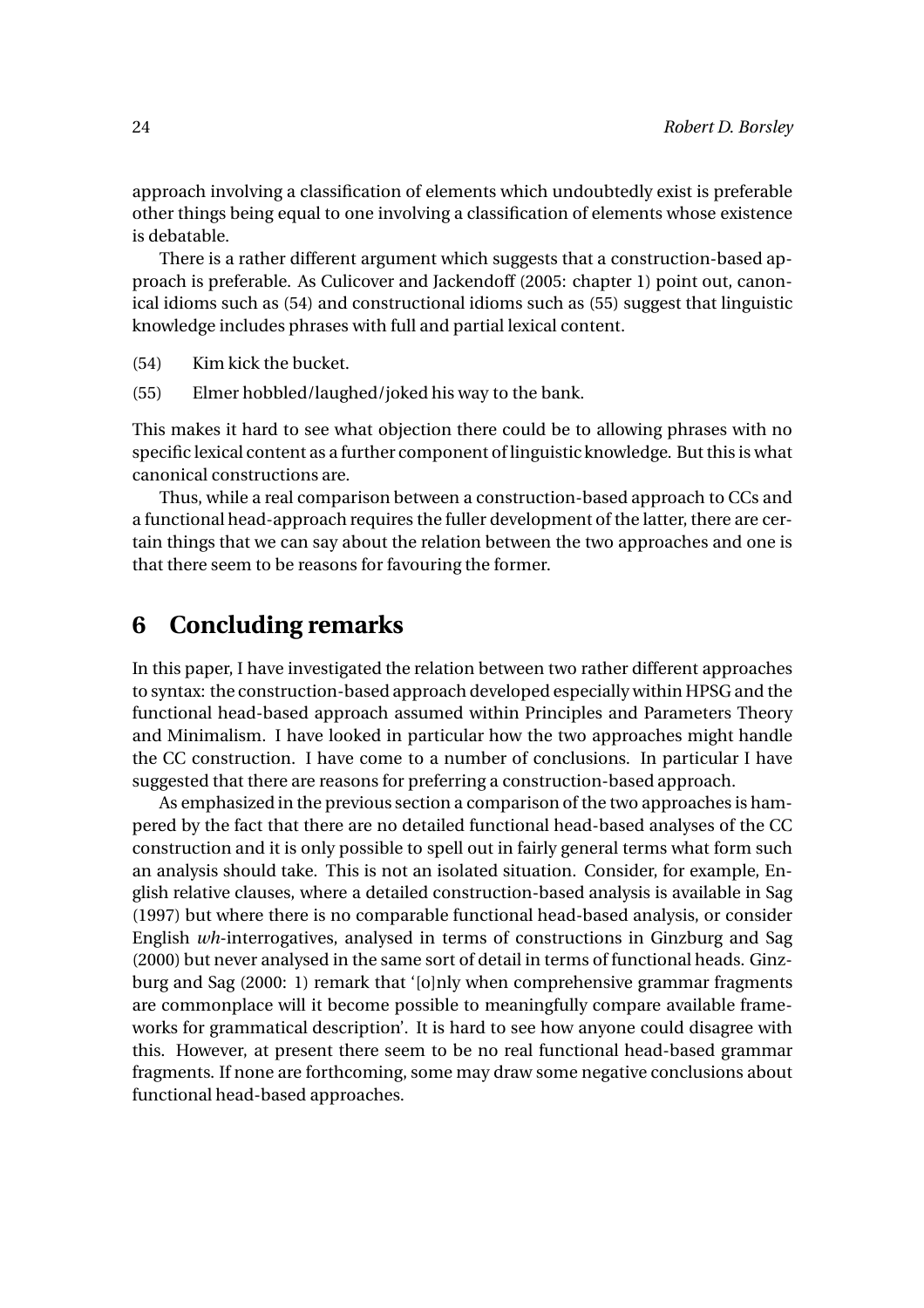approach involving a classification of elements which undoubtedly exist is preferable other things being equal to one involving a classification of elements whose existence is debatable.

There is a rather different argument which suggests that a construction-based approach is preferable. As Culicover and Jackendoff (2005: chapter 1) point out, canonical idioms such as (54) and constructional idioms such as (55) suggest that linguistic knowledge includes phrases with full and partial lexical content.

(54) Kim kick the bucket.

(55) Elmer hobbled/laughed/joked his way to the bank.

This makes it hard to see what objection there could be to allowing phrases with no specific lexical content as a further component of linguistic knowledge. But this is what canonical constructions are.

Thus, while a real comparison between a construction-based approach to CCs and a functional head-approach requires the fuller development of the latter, there are certain things that we can say about the relation between the two approaches and one is that there seem to be reasons for favouring the former.

## 6 Concluding remarks

In this paper, I have investigated the relation between two rather different approaches to syntax: the construction-based approach developed especially within HPSG and the functional head-based approach assumed within Principles and Parameters Theory and Minimalism. I have looked in particular how the two approaches might handle the CC construction. I have come to a number of conclusions. In particular I have suggested that there are reasons for preferring a construction-based approach.

As emphasized in the previous section a comparison of the two approaches is hampered by the fact that there are no detailed functional head-based analyses of the CC construction and it is only possible to spell out in fairly general terms what form such an analysis should take. This is not an isolated situation. Consider, for example, English relative clauses, where a detailed construction-based analysis is available in Sag (1997) but where there is no comparable functional head-based analysis, or consider English *wh*-interrogatives, analysed in terms of constructions in Ginzburg and Sag (2000) but never analysed in the same sort of detail in terms of functional heads. Ginzburg and Sag (2000: 1) remark that '[o]nly when comprehensive grammar fragments are commonplace will it become possible to meaningfully compare available frameworks for grammatical description'. It is hard to see how anyone could disagree with this. However, at present there seem to be no real functional head-based grammar fragments. If none are forthcoming, some may draw some negative conclusions about functional head-based approaches.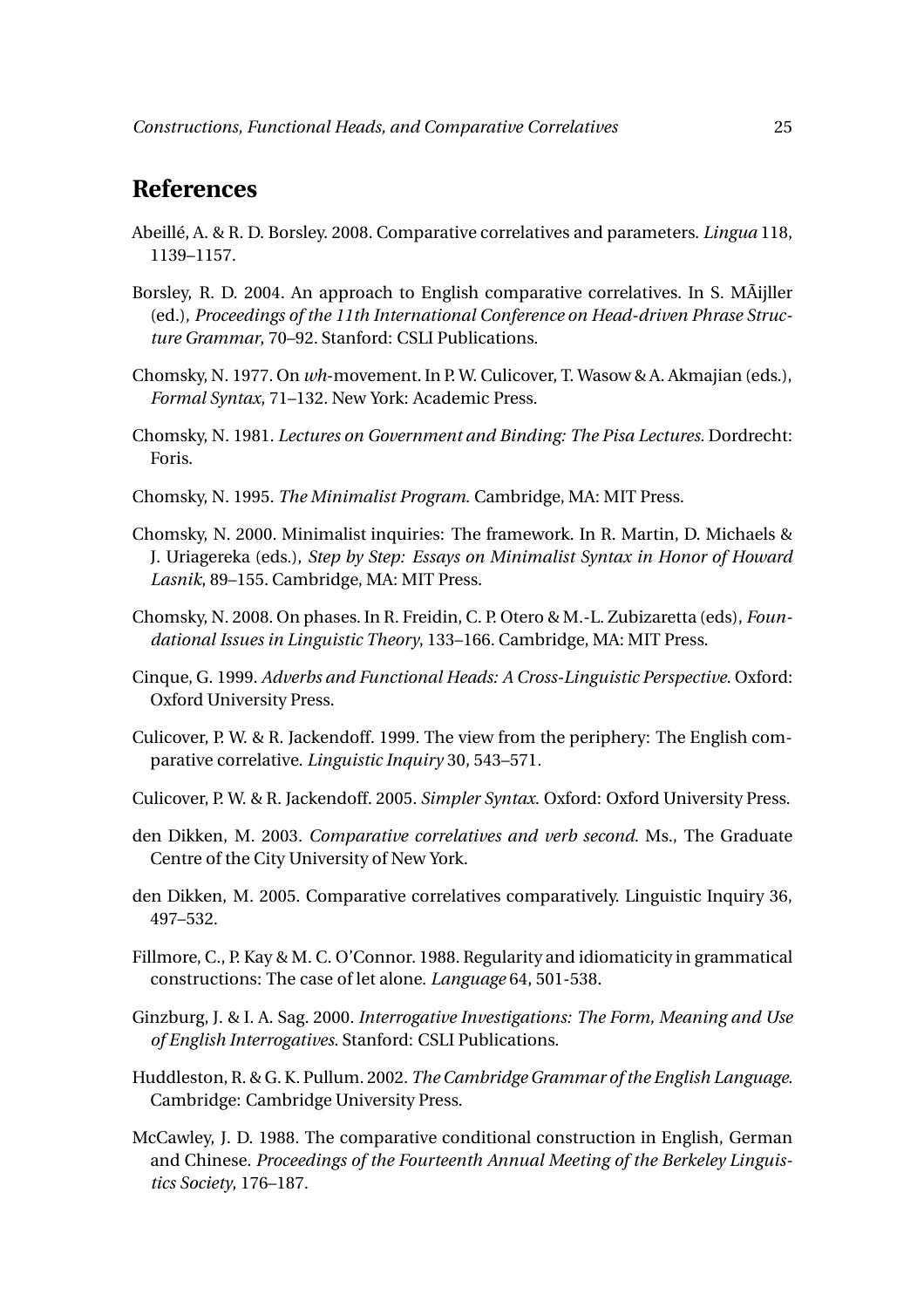## References

Abeillé, A. & R. D. Borsley. 2008. Comparative correlatives and parameters. *Lingua* 118, 1139–1157.

Borsley, R. D. 2004. An approach to English comparative correlatives. In S. MÃijller (ed.), *Proceedings of the 11th International Conference on Head-driven Phrase Structure Grammar*, 70–92. Stanford: CSLI Publications.

Chomsky, N. 1977. On *wh*-movement. In P. W. Culicover, T. Wasow & A. Akmajian (eds.), *Formal Syntax*, 71–132. New York: Academic Press.

Chomsky, N. 1981. *Lectures on Government and Binding: The Pisa Lectures.* Dordrecht: Foris.

Chomsky, N. 1995. *The Minimalist Program.* Cambridge, MA: MIT Press.

Chomsky, N. 2000. Minimalist inquiries: The framework. In R. Martin, D. Michaels & J. Uriagereka (eds.), *Step by Step: Essays on Minimalist Syntax in Honor of Howard Lasnik*, 89–155. Cambridge, MA: MIT Press.

Chomsky, N. 2008. On phases. In R. Freidin, C. P. Otero & M.-L. Zubizaretta (eds), *Foundational Issues in Linguistic Theory*, 133–166. Cambridge, MA: MIT Press.

Cinque, G. 1999. *Adverbs and Functional Heads: A Cross-Linguistic Perspective.* Oxford: Oxford University Press.

Culicover, P. W. & R. Jackendoff. 1999. The view from the periphery: The English comparative correlative. *Linguistic Inquiry* 30, 543–571.

Culicover, P. W. & R. Jackendoff. 2005. *Simpler Syntax.* Oxford: Oxford University Press.

den Dikken, M. 2003. *Comparative correlatives and verb second.* Ms., The Graduate Centre of the City University of New York.

den Dikken, M. 2005. Comparative correlatives comparatively. Linguistic Inquiry 36, 497–532.

Fillmore, C., P. Kay & M. C. O'Connor. 1988. Regularity and idiomaticity in grammatical constructions: The case of let alone. *Language* 64, 501-538.

Ginzburg, J. & I. A. Sag. 2000. *Interrogative Investigations: The Form, Meaning and Use of English Interrogatives.* Stanford: CSLI Publications.

Huddleston, R. & G. K. Pullum. 2002. *The Cambridge Grammar of the English Language.* Cambridge: Cambridge University Press.

McCawley, J. D. 1988. The comparative conditional construction in English, German and Chinese. *Proceedings of the Fourteenth Annual Meeting of the Berkeley Linguistics Society*, 176–187.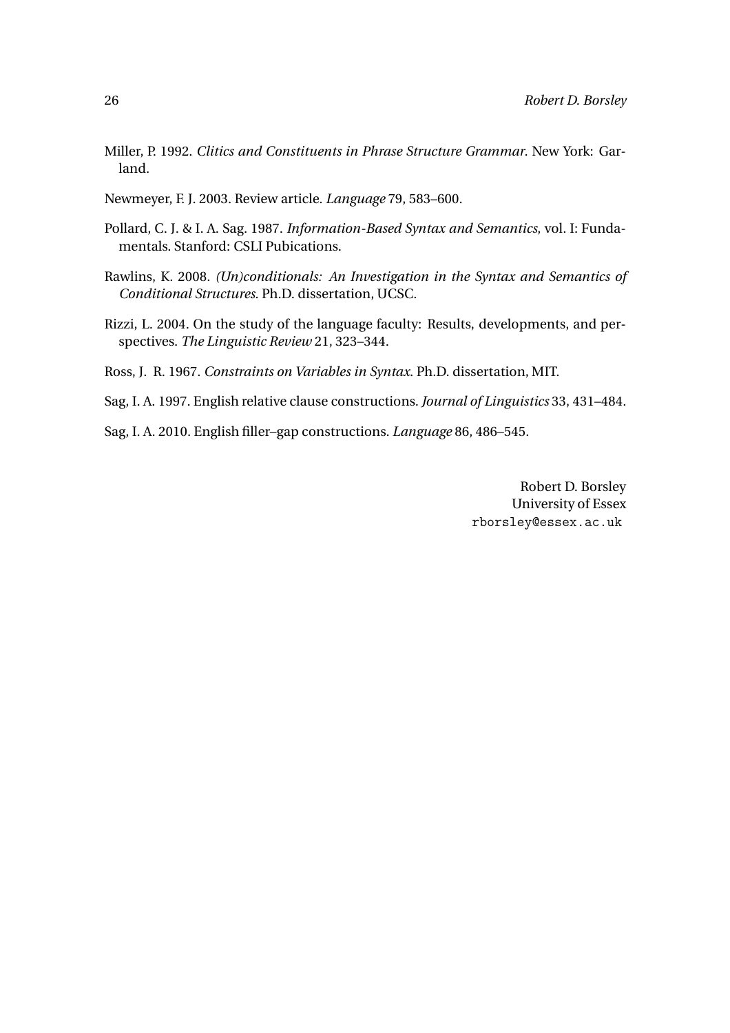Miller, P. 1992. *Clitics and Constituents in Phrase Structure Grammar*. New York: Garland.

Newmeyer, F. J. 2003. Review article. *Language* 79, 583–600.

Pollard, C. J. & I. A. Sag. 1987. *Information-Based Syntax and Semantics*, vol. I: Fundamentals. Stanford: CSLI Pubications.

Rawlins, K. 2008. *(Un)conditionals: An Investigation in the Syntax and Semantics of Conditional Structures*. Ph.D. dissertation, UCSC.

Rizzi, L. 2004. On the study of the language faculty: Results, developments, and perspectives. *The Linguistic Review* 21, 323–344.

Ross, J. R. 1967. *Constraints on Variables in Syntax*. Ph.D. dissertation, MIT.

Sag, I. A. 1997. English relative clause constructions. *Journal of Linguistics* 33, 431–484.

Sag, I. A. 2010. English filler–gap constructions. *Language* 86, 486–545.

Robert D. Borsley
University of Essex
rborsley@essex.ac.uk